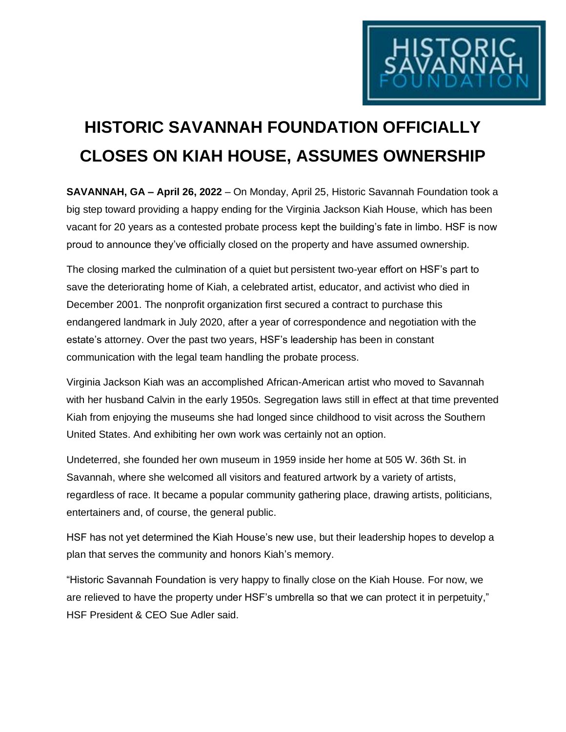# HISTORIC SAVANNAH FOUNDATION OFFICIALLY CLOSES ON KIAH HOUSE, ASSUMES OWNERSHIP

**SAVANNAH, GA – April 26, 2022** – On Monday, April 25, Historic Savannah Foundation took a big step toward providing a happy ending for the Virginia Jackson Kiah House, which has been vacant for 20 years as a contested probate process kept the building's fate in limbo. HSF is now proud to announce they've officially closed on the property and have assumed ownership.

The closing marked the culmination of a quiet but persistent two-year effort on HSF's part to save the deteriorating home of Kiah, a celebrated artist, educator, and activist who died in December 2001. The nonprofit organization first secured a contract to purchase this endangered landmark in July 2020, after a year of correspondence and negotiation with the estate's attorney. Over the past two years, HSF's leadership has been in constant communication with the legal team handling the probate process.

Virginia Jackson Kiah was an accomplished African-American artist who moved to Savannah with her husband Calvin in the early 1950s. Segregation laws still in effect at that time prevented Kiah from enjoying the museums she had longed since childhood to visit across the Southern United States. And exhibiting her own work was certainly not an option.

Undeterred, she founded her own museum in 1959 inside her home at 505 W. 36th St. in Savannah, where she welcomed all visitors and featured artwork by a variety of artists, regardless of race. It became a popular community gathering place, drawing artists, politicians, entertainers and, of course, the general public.

HSF has not yet determined the Kiah House's new use, but their leadership hopes to develop a plan that serves the community and honors Kiah's memory.

"Historic Savannah Foundation is very happy to finally close on the Kiah House. For now, we are relieved to have the property under HSF's umbrella so that we can protect it in perpetuity," HSF President & CEO Sue Adler said.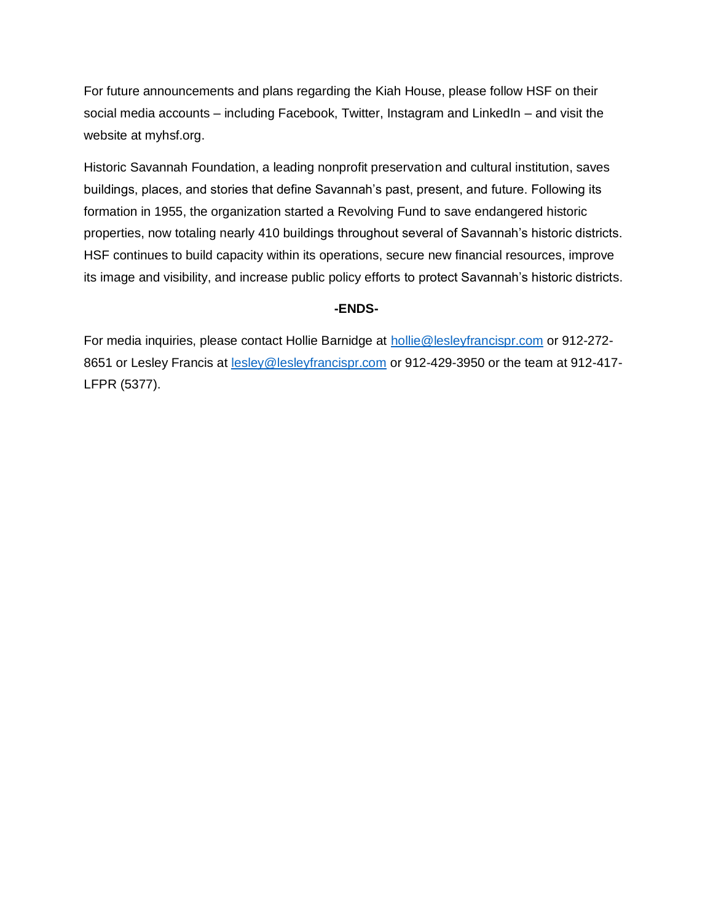For future announcements and plans regarding the Kiah House, please follow HSF on their social media accounts – including Facebook, Twitter, Instagram and LinkedIn – and visit the website at myhsf.org.

Historic Savannah Foundation, a leading nonprofit preservation and cultural institution, saves buildings, places, and stories that define Savannah's past, present, and future. Following its formation in 1955, the organization started a Revolving Fund to save endangered historic properties, now totaling nearly 410 buildings throughout several of Savannah's historic districts. HSF continues to build capacity within its operations, secure new financial resources, improve its image and visibility, and increase public policy efforts to protect Savannah's historic districts.

**-ENDS-**

For media inquiries, please contact Hollie Barnidge at hollie@lesleyfrancispr.com or 912-272-8651 or Lesley Francis at lesley@lesleyfrancispr.com or 912-429-3950 or the team at 912-417-LFPR (5377).